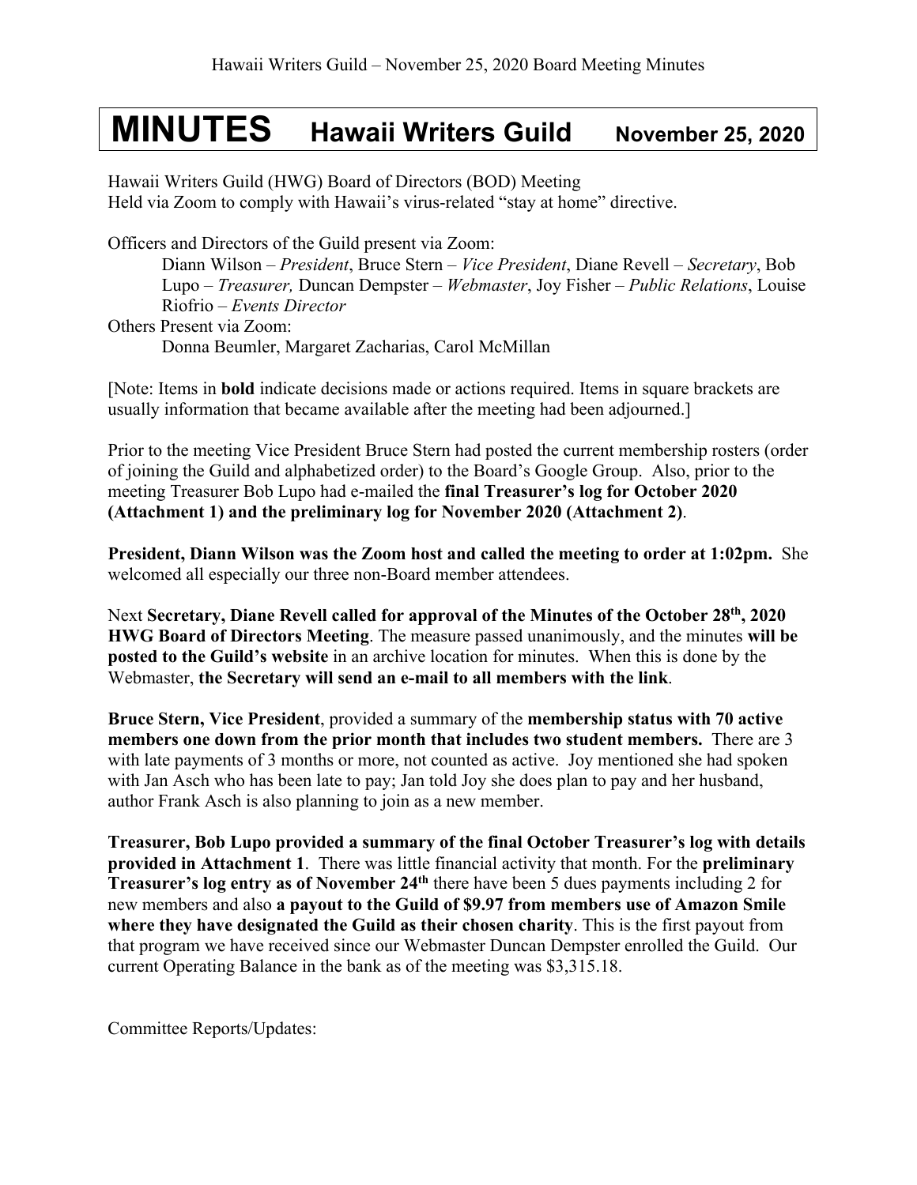# MINUTES Hawaii Writers Guild November 25, 2020

Hawaii Writers Guild (HWG) Board of Directors (BOD) Meeting
Held via Zoom to comply with Hawaii's virus-related "stay at home" directive.

Officers and Directors of the Guild present via Zoom:

Diann Wilson – *President*, Bruce Stern – *Vice President*, Diane Revell – *Secretary*, Bob Lupo – *Treasurer,* Duncan Dempster – *Webmaster*, Joy Fisher – *Public Relations*, Louise Riofrio – *Events Director*

Others Present via Zoom:

Donna Beumler, Margaret Zacharias, Carol McMillan

[Note: Items in **bold** indicate decisions made or actions required. Items in square brackets are usually information that became available after the meeting had been adjourned.]

Prior to the meeting Vice President Bruce Stern had posted the current membership rosters (order of joining the Guild and alphabetized order) to the Board's Google Group. Also, prior to the meeting Treasurer Bob Lupo had e-mailed the **final Treasurer's log for October 2020 (Attachment 1) and the preliminary log for November 2020 (Attachment 2)**.

**President, Diann Wilson was the Zoom host and called the meeting to order at 1:02pm.** She welcomed all especially our three non-Board member attendees.

Next **Secretary, Diane Revell called for approval of the Minutes of the October 28th, 2020 HWG Board of Directors Meeting**. The measure passed unanimously, and the minutes **will be posted to the Guild's website** in an archive location for minutes. When this is done by the Webmaster, **the Secretary will send an e-mail to all members with the link**.

**Bruce Stern, Vice President**, provided a summary of the **membership status with 70 active members one down from the prior month that includes two student members.** There are 3 with late payments of 3 months or more, not counted as active. Joy mentioned she had spoken with Jan Asch who has been late to pay; Jan told Joy she does plan to pay and her husband, author Frank Asch is also planning to join as a new member.

**Treasurer, Bob Lupo provided a summary of the final October Treasurer's log with details provided in Attachment 1**. There was little financial activity that month. For the **preliminary Treasurer's log entry as of November 24th** there have been 5 dues payments including 2 for new members and also **a payout to the Guild of $9.97 from members use of Amazon Smile where they have designated the Guild as their chosen charity**. This is the first payout from that program we have received since our Webmaster Duncan Dempster enrolled the Guild. Our current Operating Balance in the bank as of the meeting was $3,315.18.

Committee Reports/Updates: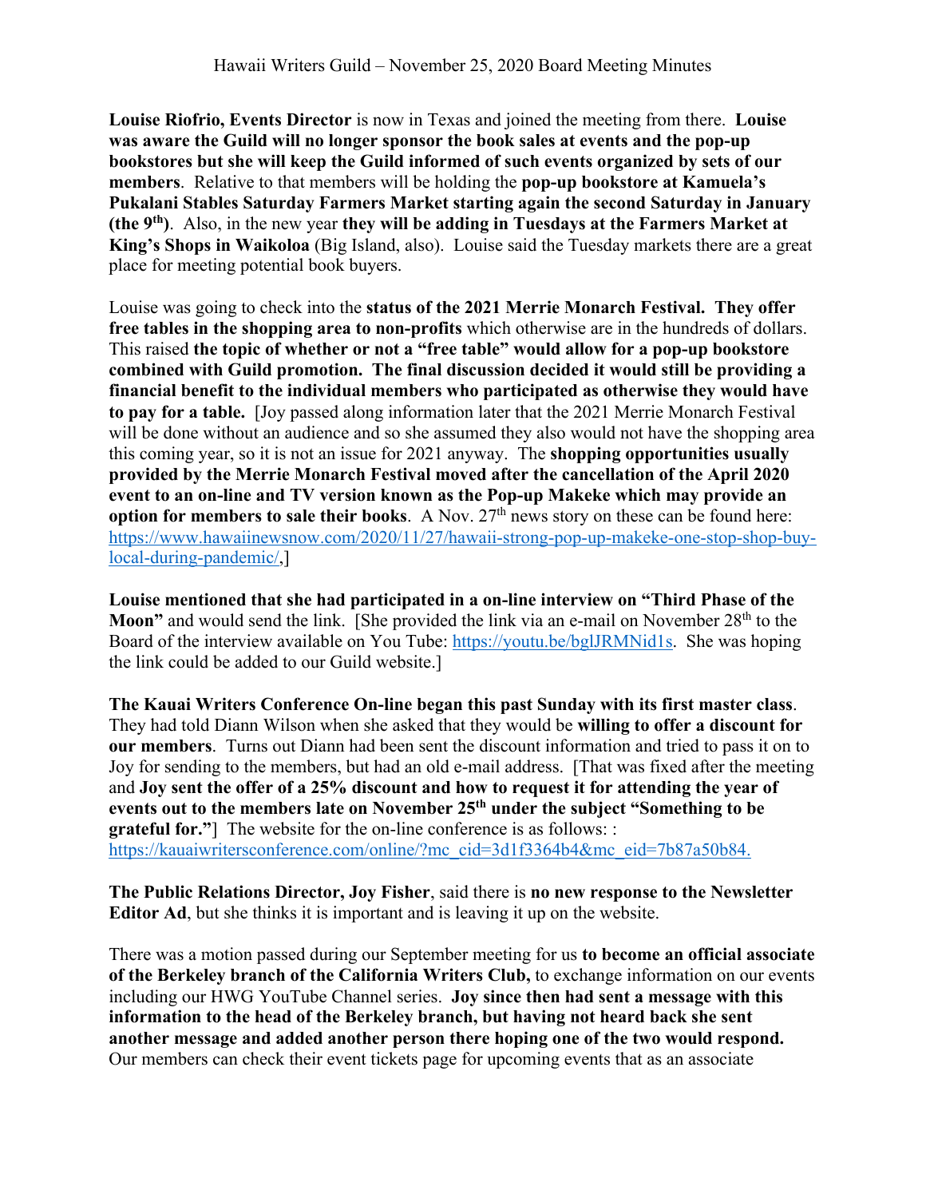**Louise Riofrio, Events Director** is now in Texas and joined the meeting from there. **Louise was aware the Guild will no longer sponsor the book sales at events and the pop-up bookstores but she will keep the Guild informed of such events organized by sets of our members**. Relative to that members will be holding the **pop-up bookstore at Kamuela's Pukalani Stables Saturday Farmers Market starting again the second Saturday in January (the 9th)**. Also, in the new year **they will be adding in Tuesdays at the Farmers Market at King's Shops in Waikoloa** (Big Island, also). Louise said the Tuesday markets there are a great place for meeting potential book buyers.

Louise was going to check into the **status of the 2021 Merrie Monarch Festival. They offer free tables in the shopping area to non-profits** which otherwise are in the hundreds of dollars. This raised **the topic of whether or not a "free table" would allow for a pop-up bookstore combined with Guild promotion. The final discussion decided it would still be providing a financial benefit to the individual members who participated as otherwise they would have to pay for a table.** [Joy passed along information later that the 2021 Merrie Monarch Festival will be done without an audience and so she assumed they also would not have the shopping area this coming year, so it is not an issue for 2021 anyway. The **shopping opportunities usually provided by the Merrie Monarch Festival moved after the cancellation of the April 2020 event to an on-line and TV version known as the Pop-up Makeke which may provide an option for members to sale their books**. A Nov. 27th news story on these can be found here: https://www.hawaiinewsnow.com/2020/11/27/hawaii-strong-pop-up-makeke-one-stop-shop-buy-local-during-pandemic/,]

**Louise mentioned that she had participated in a on-line interview on "Third Phase of the Moon"** and would send the link. [She provided the link via an e-mail on November 28th to the Board of the interview available on You Tube: https://youtu.be/bglJRMNid1s. She was hoping the link could be added to our Guild website.]

**The Kauai Writers Conference On-line began this past Sunday with its first master class**. They had told Diann Wilson when she asked that they would be **willing to offer a discount for our members**. Turns out Diann had been sent the discount information and tried to pass it on to Joy for sending to the members, but had an old e-mail address. [That was fixed after the meeting and **Joy sent the offer of a 25% discount and how to request it for attending the year of events out to the members late on November 25th under the subject "Something to be grateful for."**] The website for the on-line conference is as follows: : https://kauaiwritersconference.com/online/?mc_cid=3d1f3364b4&mc_eid=7b87a50b84.

**The Public Relations Director, Joy Fisher**, said there is **no new response to the Newsletter Editor Ad**, but she thinks it is important and is leaving it up on the website.

There was a motion passed during our September meeting for us **to become an official associate of the Berkeley branch of the California Writers Club,** to exchange information on our events including our HWG YouTube Channel series. **Joy since then had sent a message with this information to the head of the Berkeley branch, but having not heard back she sent another message and added another person there hoping one of the two would respond.** Our members can check their event tickets page for upcoming events that as an associate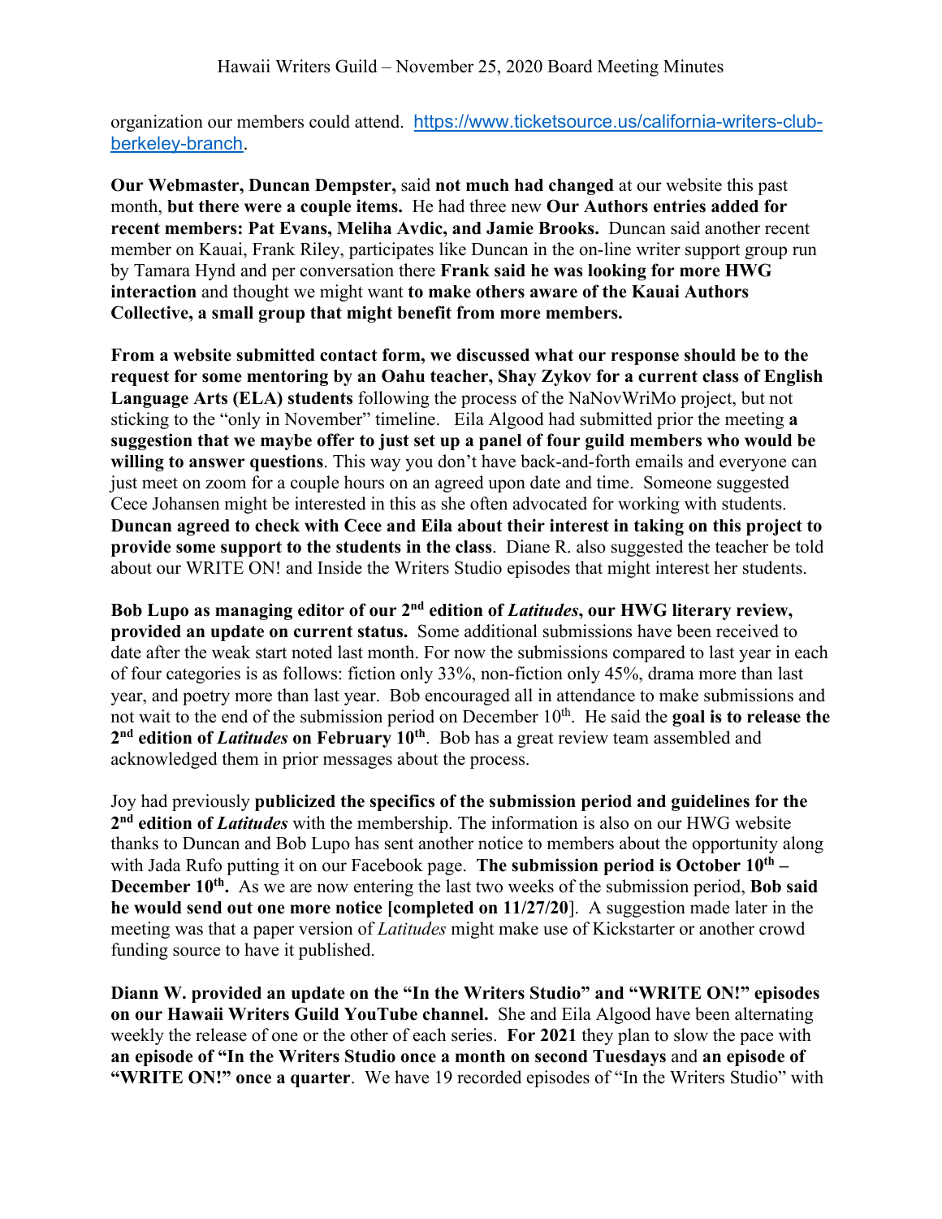organization our members could attend. [https://www.ticketsource.us/california-writers-club-berkeley-branch](https://www.ticketsource.us/california-writers-club-berkeley-branch).

**Our Webmaster, Duncan Dempster,** said **not much had changed** at our website this past month, **but there were a couple items.** He had three new **Our Authors entries added for recent members: Pat Evans, Meliha Avdic, and Jamie Brooks.** Duncan said another recent member on Kauai, Frank Riley, participates like Duncan in the on-line writer support group run by Tamara Hynd and per conversation there **Frank said he was looking for more HWG interaction** and thought we might want **to make others aware of the Kauai Authors Collective, a small group that might benefit from more members.**

**From a website submitted contact form, we discussed what our response should be to the request for some mentoring by an Oahu teacher, Shay Zykov for a current class of English Language Arts (ELA) students** following the process of the NaNovWriMo project, but not sticking to the "only in November" timeline. Eila Algood had submitted prior the meeting **a suggestion that we maybe offer to just set up a panel of four guild members who would be willing to answer questions**. This way you don't have back-and-forth emails and everyone can just meet on zoom for a couple hours on an agreed upon date and time. Someone suggested Cece Johansen might be interested in this as she often advocated for working with students. **Duncan agreed to check with Cece and Eila about their interest in taking on this project to provide some support to the students in the class**. Diane R. also suggested the teacher be told about our WRITE ON! and Inside the Writers Studio episodes that might interest her students.

**Bob Lupo as managing editor of our 2nd edition of *Latitudes*, our HWG literary review, provided an update on current status.** Some additional submissions have been received to date after the weak start noted last month. For now the submissions compared to last year in each of four categories is as follows: fiction only 33%, non-fiction only 45%, drama more than last year, and poetry more than last year. Bob encouraged all in attendance to make submissions and not wait to the end of the submission period on December 10th. He said the **goal is to release the 2nd edition of *Latitudes* on February 10th**. Bob has a great review team assembled and acknowledged them in prior messages about the process.

Joy had previously **publicized the specifics of the submission period and guidelines for the 2nd edition of *Latitudes*** with the membership. The information is also on our HWG website thanks to Duncan and Bob Lupo has sent another notice to members about the opportunity along with Jada Rufo putting it on our Facebook page. **The submission period is October 10th – December 10th.** As we are now entering the last two weeks of the submission period, **Bob said he would send out one more notice [completed on 11/27/20**]. A suggestion made later in the meeting was that a paper version of *Latitudes* might make use of Kickstarter or another crowd funding source to have it published.

**Diann W. provided an update on the "In the Writers Studio" and "WRITE ON!" episodes on our Hawaii Writers Guild YouTube channel.** She and Eila Algood have been alternating weekly the release of one or the other of each series. **For 2021** they plan to slow the pace with **an episode of "In the Writers Studio once a month on second Tuesdays** and **an episode of "WRITE ON!" once a quarter**. We have 19 recorded episodes of "In the Writers Studio" with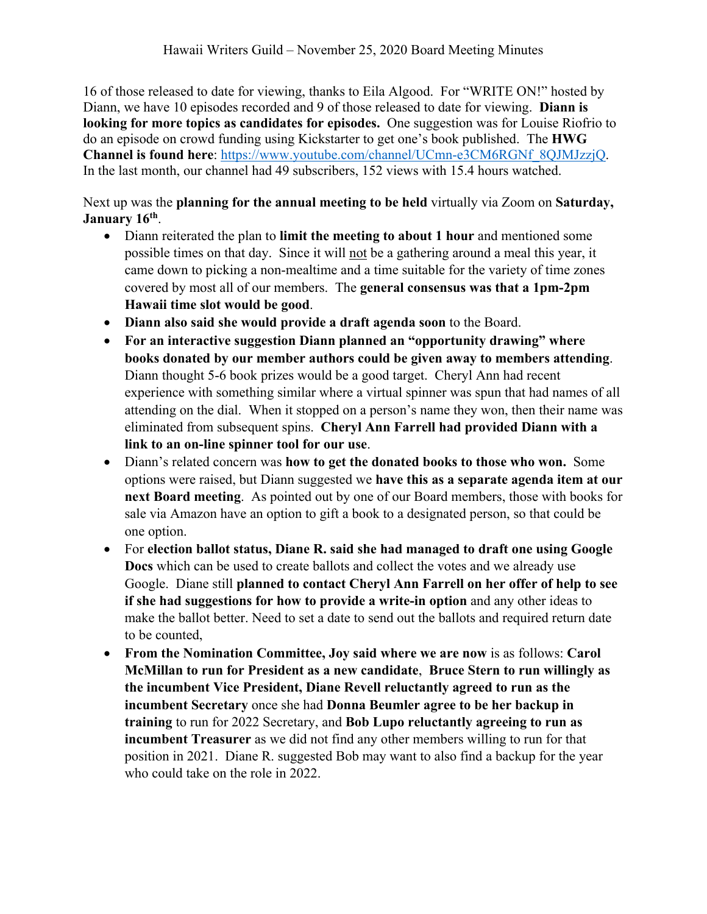16 of those released to date for viewing, thanks to Eila Algood. For "WRITE ON!" hosted by Diann, we have 10 episodes recorded and 9 of those released to date for viewing. **Diann is looking for more topics as candidates for episodes.** One suggestion was for Louise Riofrio to do an episode on crowd funding using Kickstarter to get one's book published. The **HWG Channel is found here**: https://www.youtube.com/channel/UCmn-e3CM6RGNf_8QJMJzzjQ. In the last month, our channel had 49 subscribers, 152 views with 15.4 hours watched.

Next up was the **planning for the annual meeting to be held** virtually via Zoom on **Saturday, January 16th**.

- Diann reiterated the plan to **limit the meeting to about 1 hour** and mentioned some possible times on that day. Since it will not be a gathering around a meal this year, it came down to picking a non-mealtime and a time suitable for the variety of time zones covered by most all of our members. The **general consensus was that a 1pm-2pm Hawaii time slot would be good**.
- **Diann also said she would provide a draft agenda soon** to the Board.
- **For an interactive suggestion Diann planned an "opportunity drawing" where books donated by our member authors could be given away to members attending**. Diann thought 5-6 book prizes would be a good target. Cheryl Ann had recent experience with something similar where a virtual spinner was spun that had names of all attending on the dial. When it stopped on a person's name they won, then their name was eliminated from subsequent spins. **Cheryl Ann Farrell had provided Diann with a link to an on-line spinner tool for our use**.
- Diann's related concern was **how to get the donated books to those who won.** Some options were raised, but Diann suggested we **have this as a separate agenda item at our next Board meeting**. As pointed out by one of our Board members, those with books for sale via Amazon have an option to gift a book to a designated person, so that could be one option.
- For **election ballot status, Diane R. said she had managed to draft one using Google Docs** which can be used to create ballots and collect the votes and we already use Google. Diane still **planned to contact Cheryl Ann Farrell on her offer of help to see if she had suggestions for how to provide a write-in option** and any other ideas to make the ballot better. Need to set a date to send out the ballots and required return date to be counted,
- **From the Nomination Committee, Joy said where we are now** is as follows: **Carol McMillan to run for President as a new candidate**, **Bruce Stern to run willingly as the incumbent Vice President, Diane Revell reluctantly agreed to run as the incumbent Secretary** once she had **Donna Beumler agree to be her backup in training** to run for 2022 Secretary, and **Bob Lupo reluctantly agreeing to run as incumbent Treasurer** as we did not find any other members willing to run for that position in 2021. Diane R. suggested Bob may want to also find a backup for the year who could take on the role in 2022.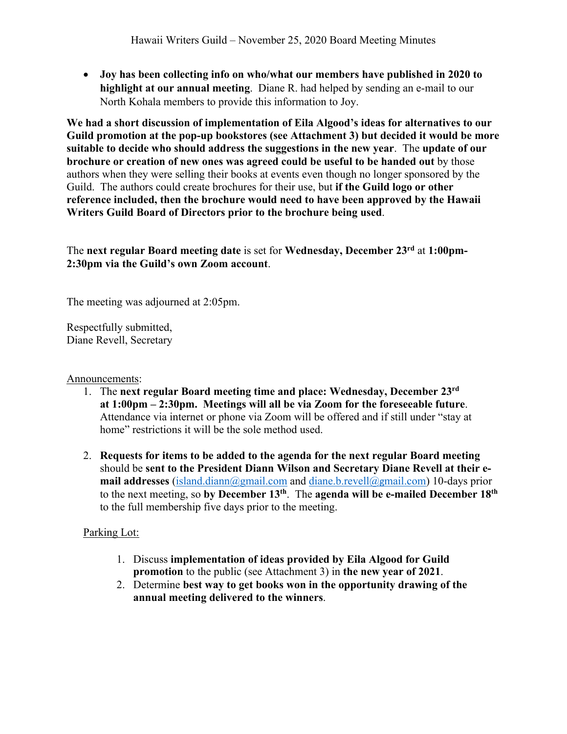- **Joy has been collecting info on who/what our members have published in 2020 to highlight at our annual meeting**. Diane R. had helped by sending an e-mail to our North Kohala members to provide this information to Joy.

**We had a short discussion of implementation of Eila Algood's ideas for alternatives to our Guild promotion at the pop-up bookstores (see Attachment 3) but decided it would be more suitable to decide who should address the suggestions in the new year**. The **update of our brochure or creation of new ones was agreed could be useful to be handed out** by those authors when they were selling their books at events even though no longer sponsored by the Guild. The authors could create brochures for their use, but **if the Guild logo or other reference included, then the brochure would need to have been approved by the Hawaii Writers Guild Board of Directors prior to the brochure being used**.

The **next regular Board meeting date** is set for **Wednesday, December 23rd** at **1:00pm-2:30pm via the Guild's own Zoom account**.

The meeting was adjourned at 2:05pm.

Respectfully submitted,
Diane Revell, Secretary

Announcements:

1. The **next regular Board meeting time and place: Wednesday, December 23rd at 1:00pm – 2:30pm. Meetings will all be via Zoom for the foreseeable future**. Attendance via internet or phone via Zoom will be offered and if still under "stay at home" restrictions it will be the sole method used.

2. **Requests for items to be added to the agenda for the next regular Board meeting** should be **sent to the President Diann Wilson and Secretary Diane Revell at their e-mail addresses** (island.diann@gmail.com and diane.b.revell@gmail.com) 10-days prior to the next meeting, so **by December 13th**. The **agenda will be e-mailed December 18th** to the full membership five days prior to the meeting.

Parking Lot:

1. Discuss **implementation of ideas provided by Eila Algood for Guild promotion** to the public (see Attachment 3) in **the new year of 2021**.
2. Determine **best way to get books won in the opportunity drawing of the annual meeting delivered to the winners**.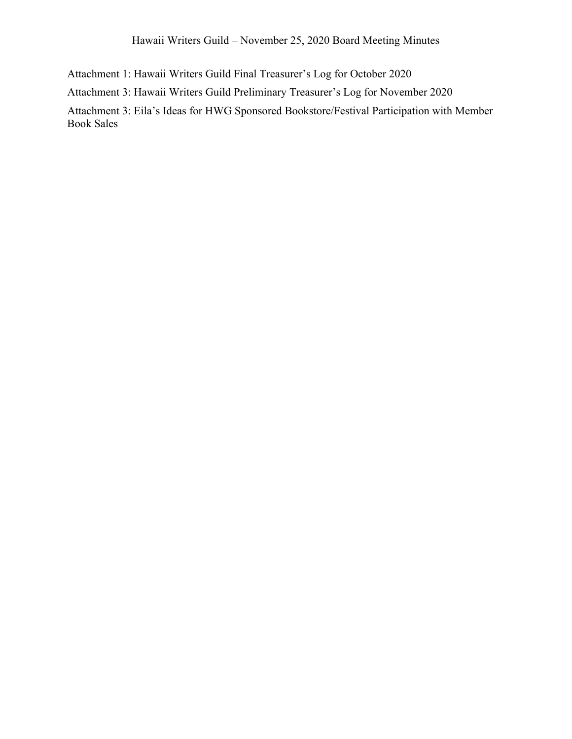Attachment 1: Hawaii Writers Guild Final Treasurer's Log for October 2020

Attachment 3: Hawaii Writers Guild Preliminary Treasurer's Log for November 2020

Attachment 3: Eila's Ideas for HWG Sponsored Bookstore/Festival Participation with Member Book Sales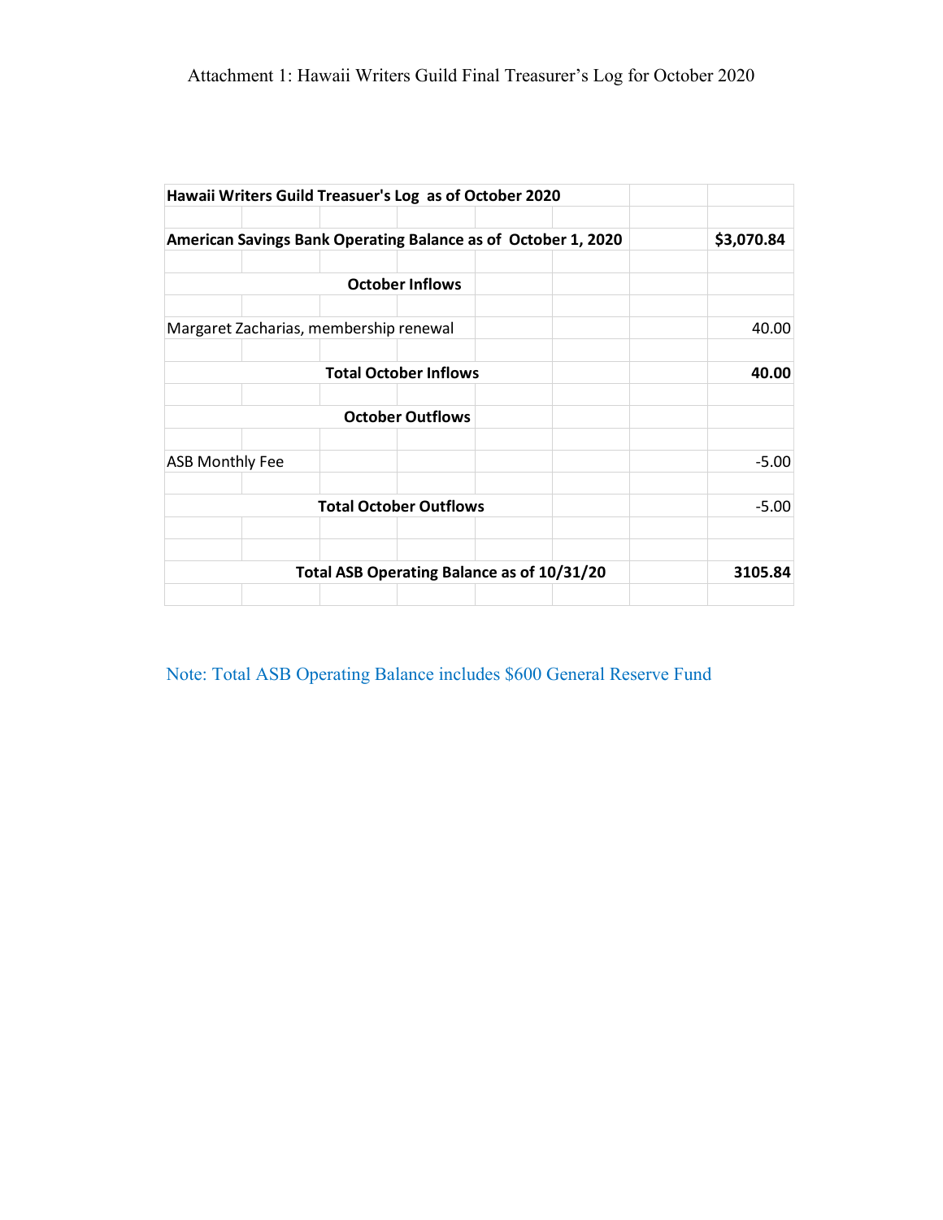Attachment 1: Hawaii Writers Guild Final Treasurer's Log for October 2020

| | |
|---|---|
| **Hawaii Writers Guild Treasuer's Log as of October 2020** | |
| | |
| **American Savings Bank Operating Balance as of October 1, 2020** | **$3,070.84** |
| | |
| **October Inflows** | |
| | |
| Margaret Zacharias, membership renewal | 40.00 |
| | |
| **Total October Inflows** | **40.00** |
| | |
| **October Outflows** | |
| | |
| ASB Monthly Fee | -5.00 |
| | |
| **Total October Outflows** | -5.00 |
| | |
| | |
| **Total ASB Operating Balance as of 10/31/20** | **3105.84** |

Note: Total ASB Operating Balance includes $600 General Reserve Fund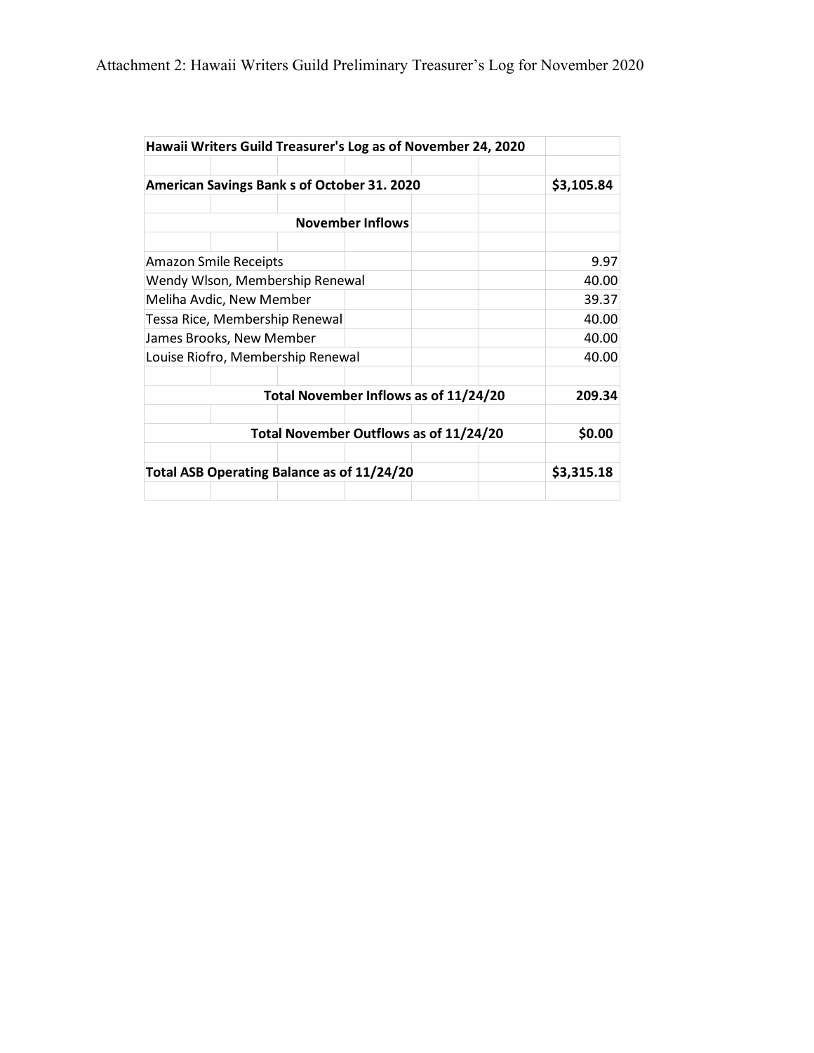Attachment 2: Hawaii Writers Guild Preliminary Treasurer's Log for November 2020

| | |
|---|---|
| **Hawaii Writers Guild Treasurer's Log as of November 24, 2020** | |
| | |
| **American Savings Bank s of October 31. 2020** | **$3,105.84** |
| | |
| **November Inflows** | |
| | |
| Amazon Smile Receipts | 9.97 |
| Wendy Wlson, Membership Renewal | 40.00 |
| Meliha Avdic, New Member | 39.37 |
| Tessa Rice, Membership Renewal | 40.00 |
| James Brooks, New Member | 40.00 |
| Louise Riofro, Membership Renewal | 40.00 |
| | |
| **Total November Inflows as of 11/24/20** | **209.34** |
| | |
| **Total November Outflows as of 11/24/20** | **$0.00** |
| | |
| **Total ASB Operating Balance as of 11/24/20** | **$3,315.18** |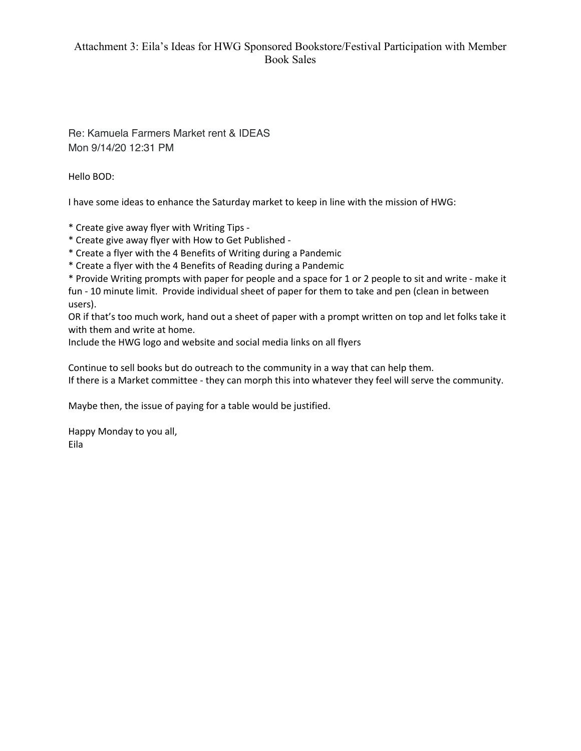# Attachment 3: Eila's Ideas for HWG Sponsored Bookstore/Festival Participation with Member Book Sales

Re: Kamuela Farmers Market rent & IDEAS
Mon 9/14/20 12:31 PM

Hello BOD:

I have some ideas to enhance the Saturday market to keep in line with the mission of HWG:

* Create give away flyer with Writing Tips -
* Create give away flyer with How to Get Published -
* Create a flyer with the 4 Benefits of Writing during a Pandemic
* Create a flyer with the 4 Benefits of Reading during a Pandemic
* Provide Writing prompts with paper for people and a space for 1 or 2 people to sit and write - make it fun - 10 minute limit. Provide individual sheet of paper for them to take and pen (clean in between users).

OR if that's too much work, hand out a sheet of paper with a prompt written on top and let folks take it with them and write at home.
Include the HWG logo and website and social media links on all flyers

Continue to sell books but do outreach to the community in a way that can help them.
If there is a Market committee - they can morph this into whatever they feel will serve the community.

Maybe then, the issue of paying for a table would be justified.

Happy Monday to you all,
Eila